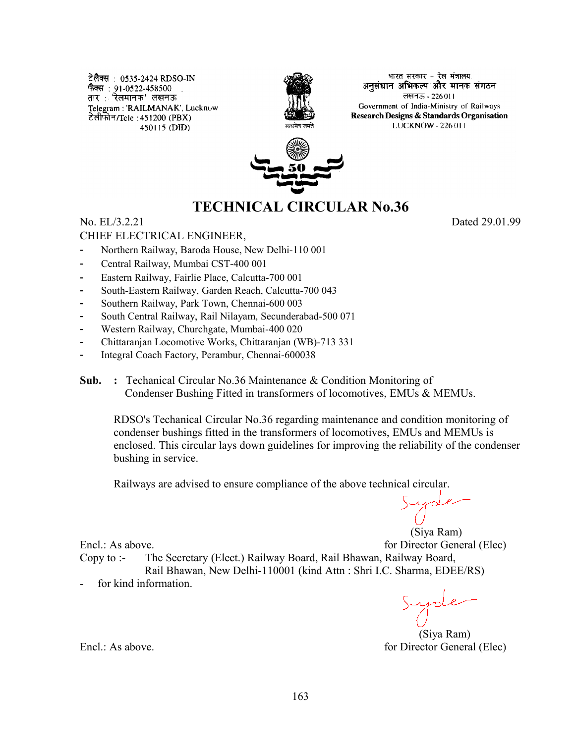टेलैक्स : 0535-2424 RDSO-IN
फैक्स : 91-0522-458500
तार : 'रेलमानक' लखनऊ
Telegram : 'RAILMANAK', Lucknow
टेलीफोन/Tele : 451200 (PBX)
450115 (DID)

भारत सरकार - रेल मंत्रालय
अनुसंधान अभिकल्प और मानक संगठन
लखनऊ - 226011
Government of India-Ministry of Railways
**Research Designs & Standards Organisation**
LUCKNOW - 226011

सत्यमेव जयते

# TECHNICAL CIRCULAR No.36

No. EL/3.2.21 Dated 29.01.99

CHIEF ELECTRICAL ENGINEER,

- Northern Railway, Baroda House, New Delhi-110 001
- Central Railway, Mumbai CST-400 001
- Eastern Railway, Fairlie Place, Calcutta-700 001
- South-Eastern Railway, Garden Reach, Calcutta-700 043
- Southern Railway, Park Town, Chennai-600 003
- South Central Railway, Rail Nilayam, Secunderabad-500 071
- Western Railway, Churchgate, Mumbai-400 020
- Chittaranjan Locomotive Works, Chittaranjan (WB)-713 331
- Integral Coach Factory, Perambur, Chennai-600038

**Sub. :** Techanical Circular No.36 Maintenance & Condition Monitoring of Condenser Bushing Fitted in transformers of locomotives, EMUs & MEMUs.

RDSO's Techanical Circular No.36 regarding maintenance and condition monitoring of condenser bushings fitted in the transformers of locomotives, EMUs and MEMUs is enclosed. This circular lays down guidelines for improving the reliability of the condenser bushing in service.

Railways are advised to ensure compliance of the above technical circular.

(Siya Ram)
for Director General (Elec)

Encl.: As above.

Copy to :- The Secretary (Elect.) Railway Board, Rail Bhawan, Railway Board, Rail Bhawan, New Delhi-110001 (kind Attn : Shri I.C. Sharma, EDEE/RS)

- for kind information.

(Siya Ram)
for Director General (Elec)

Encl.: As above.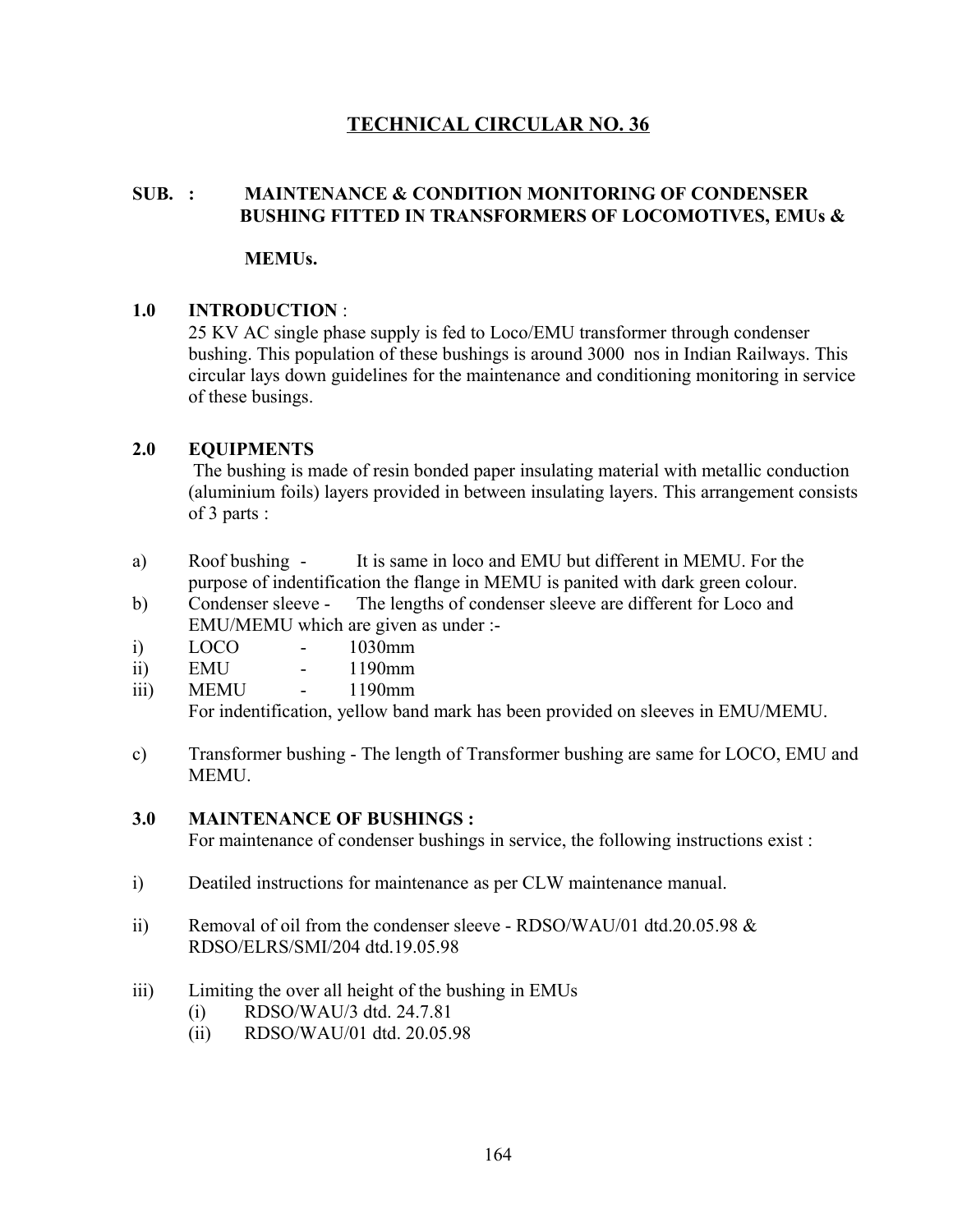# TECHNICAL CIRCULAR NO. 36

**SUB. : MAINTENANCE & CONDITION MONITORING OF CONDENSER BUSHING FITTED IN TRANSFORMERS OF LOCOMOTIVES, EMUs & MEMUs.**

## 1.0 INTRODUCTION :

25 KV AC single phase supply is fed to Loco/EMU transformer through condenser bushing. This population of these bushings is around 3000 nos in Indian Railways. This circular lays down guidelines for the maintenance and conditioning monitoring in service of these busings.

## 2.0 EQUIPMENTS

The bushing is made of resin bonded paper insulating material with metallic conduction (aluminium foils) layers provided in between insulating layers. This arrangement consists of 3 parts :

a) Roof bushing - It is same in loco and EMU but different in MEMU. For the purpose of indentification the flange in MEMU is panited with dark green colour.

b) Condenser sleeve - The lengths of condenser sleeve are different for Loco and EMU/MEMU which are given as under :-

i) LOCO - 1030mm

ii) EMU - 1190mm

iii) MEMU - 1190mm

For indentification, yellow band mark has been provided on sleeves in EMU/MEMU.

c) Transformer bushing - The length of Transformer bushing are same for LOCO, EMU and MEMU.

## 3.0 MAINTENANCE OF BUSHINGS :

For maintenance of condenser bushings in service, the following instructions exist :

i) Deatiled instructions for maintenance as per CLW maintenance manual.

ii) Removal of oil from the condenser sleeve - RDSO/WAU/01 dtd.20.05.98 & RDSO/ELRS/SMI/204 dtd.19.05.98

iii) Limiting the over all height of the bushing in EMUs
   (i) RDSO/WAU/3 dtd. 24.7.81
   (ii) RDSO/WAU/01 dtd. 20.05.98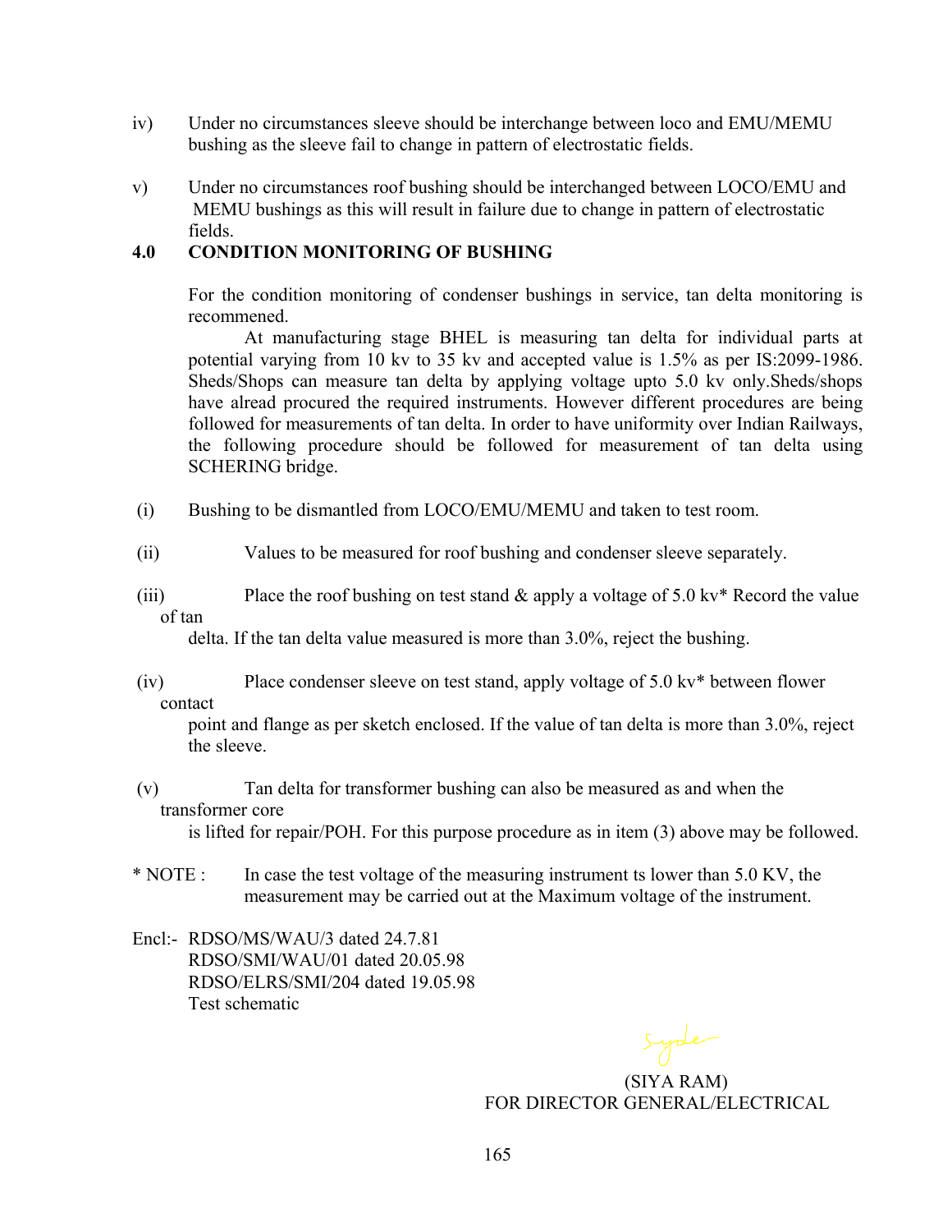iv) Under no circumstances sleeve should be interchange between loco and EMU/MEMU bushing as the sleeve fail to change in pattern of electrostatic fields.

v) Under no circumstances roof bushing should be interchanged between LOCO/EMU and MEMU bushings as this will result in failure due to change in pattern of electrostatic fields.

**4.0 CONDITION MONITORING OF BUSHING**

For the condition monitoring of condenser bushings in service, tan delta monitoring is recommened.

At manufacturing stage BHEL is measuring tan delta for individual parts at potential varying from 10 kv to 35 kv and accepted value is 1.5% as per IS:2099-1986. Sheds/Shops can measure tan delta by applying voltage upto 5.0 kv only.Sheds/shops have alread procured the required instruments. However different procedures are being followed for measurements of tan delta. In order to have uniformity over Indian Railways, the following procedure should be followed for measurement of tan delta using SCHERING bridge.

(i) Bushing to be dismantled from LOCO/EMU/MEMU and taken to test room.

(ii) Values to be measured for roof bushing and condenser sleeve separately.

(iii) Place the roof bushing on test stand & apply a voltage of 5.0 kv* Record the value of tan delta. If the tan delta value measured is more than 3.0%, reject the bushing.

(iv) Place condenser sleeve on test stand, apply voltage of 5.0 kv* between flower contact point and flange as per sketch enclosed. If the value of tan delta is more than 3.0%, reject the sleeve.

(v) Tan delta for transformer bushing can also be measured as and when the transformer core is lifted for repair/POH. For this purpose procedure as in item (3) above may be followed.

* NOTE : In case the test voltage of the measuring instrument ts lower than 5.0 KV, the measurement may be carried out at the Maximum voltage of the instrument.

Encl:- RDSO/MS/WAU/3 dated 24.7.81
RDSO/SMI/WAU/01 dated 20.05.98
RDSO/ELRS/SMI/204 dated 19.05.98
Test schematic

(SIYA RAM)
FOR DIRECTOR GENERAL/ELECTRICAL